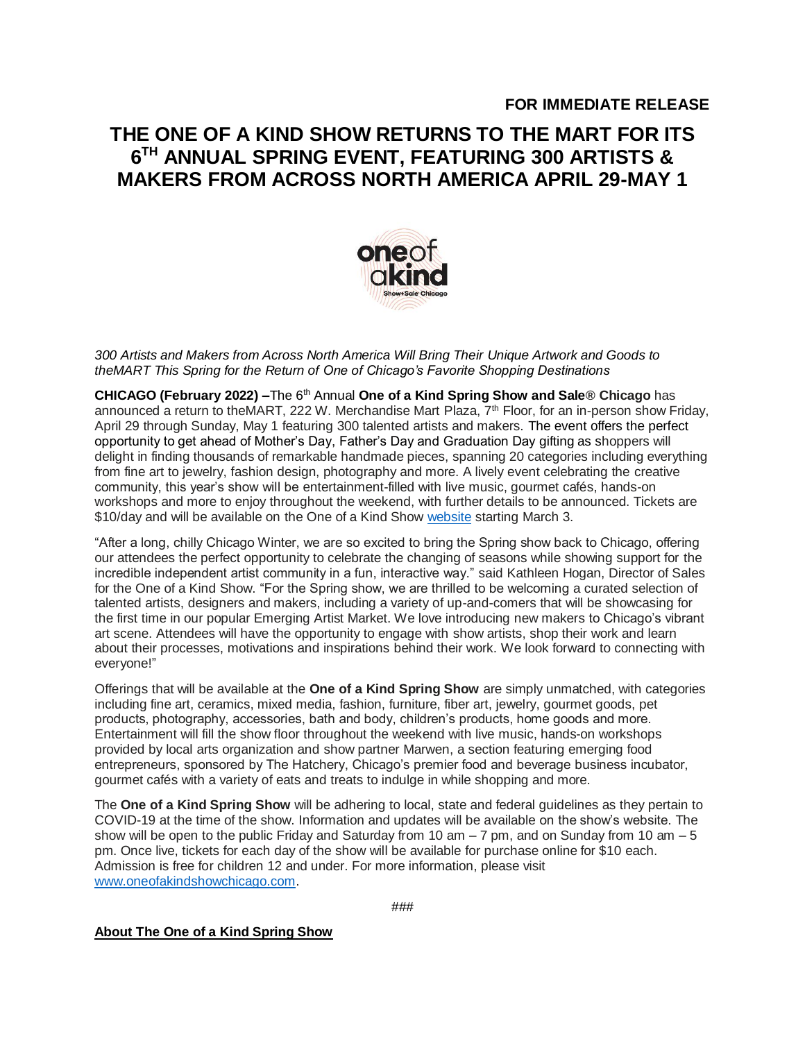**FOR IMMEDIATE RELEASE**

# THE ONE OF A KIND SHOW RETURNS TO THE MART FOR ITS 6TH ANNUAL SPRING EVENT, FEATURING 300 ARTISTS & MAKERS FROM ACROSS NORTH AMERICA APRIL 29-MAY 1

*300 Artists and Makers from Across North America Will Bring Their Unique Artwork and Goods to theMART This Spring for the Return of One of Chicago's Favorite Shopping Destinations*

**CHICAGO (February 2022) –**The 6th Annual **One of a Kind Spring Show and Sale® Chicago** has announced a return to theMART, 222 W. Merchandise Mart Plaza, 7th Floor, for an in-person show Friday, April 29 through Sunday, May 1 featuring 300 talented artists and makers. The event offers the perfect opportunity to get ahead of Mother's Day, Father's Day and Graduation Day gifting as shoppers will delight in finding thousands of remarkable handmade pieces, spanning 20 categories including everything from fine art to jewelry, fashion design, photography and more. A lively event celebrating the creative community, this year's show will be entertainment-filled with live music, gourmet cafés, hands-on workshops and more to enjoy throughout the weekend, with further details to be announced. Tickets are $10/day and will be available on the One of a Kind Show website starting March 3.

"After a long, chilly Chicago Winter, we are so excited to bring the Spring show back to Chicago, offering our attendees the perfect opportunity to celebrate the changing of seasons while showing support for the incredible independent artist community in a fun, interactive way." said Kathleen Hogan, Director of Sales for the One of a Kind Show. "For the Spring show, we are thrilled to be welcoming a curated selection of talented artists, designers and makers, including a variety of up-and-comers that will be showcasing for the first time in our popular Emerging Artist Market. We love introducing new makers to Chicago's vibrant art scene. Attendees will have the opportunity to engage with show artists, shop their work and learn about their processes, motivations and inspirations behind their work. We look forward to connecting with everyone!"

Offerings that will be available at the **One of a Kind Spring Show** are simply unmatched, with categories including fine art, ceramics, mixed media, fashion, furniture, fiber art, jewelry, gourmet goods, pet products, photography, accessories, bath and body, children's products, home goods and more. Entertainment will fill the show floor throughout the weekend with live music, hands-on workshops provided by local arts organization and show partner Marwen, a section featuring emerging food entrepreneurs, sponsored by The Hatchery, Chicago's premier food and beverage business incubator, gourmet cafés with a variety of eats and treats to indulge in while shopping and more.

The **One of a Kind Spring Show** will be adhering to local, state and federal guidelines as they pertain to COVID-19 at the time of the show. Information and updates will be available on the show's website. The show will be open to the public Friday and Saturday from 10 am – 7 pm, and on Sunday from 10 am – 5 pm. Once live, tickets for each day of the show will be available for purchase online for $10 each. Admission is free for children 12 and under. For more information, please visit www.oneofakindshowchicago.com.

###

**About The One of a Kind Spring Show**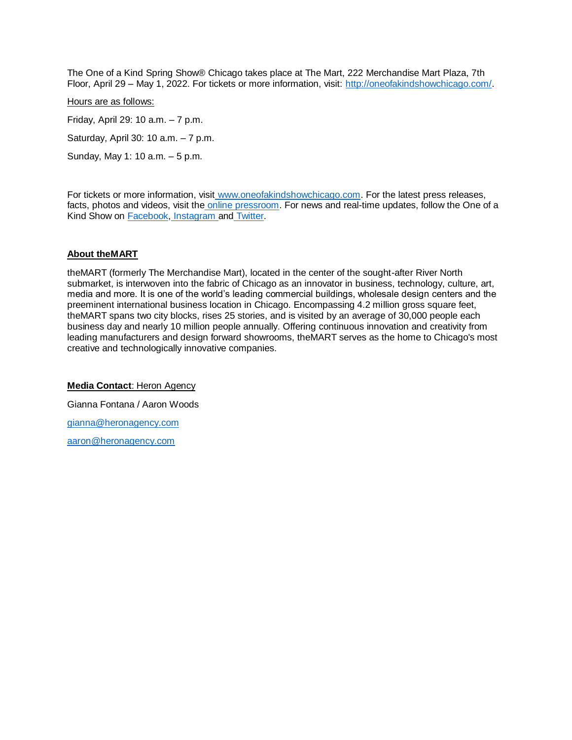The One of a Kind Spring Show® Chicago takes place at The Mart, 222 Merchandise Mart Plaza, 7th Floor, April 29 – May 1, 2022. For tickets or more information, visit: http://oneofakindshowchicago.com/.

Hours are as follows:

Friday, April 29: 10 a.m. – 7 p.m.

Saturday, April 30: 10 a.m. – 7 p.m.

Sunday, May 1: 10 a.m. – 5 p.m.

For tickets or more information, visit www.oneofakindshowchicago.com. For the latest press releases, facts, photos and videos, visit the online pressroom. For news and real-time updates, follow the One of a Kind Show on Facebook, Instagram and Twitter.

**About theMART**

theMART (formerly The Merchandise Mart), located in the center of the sought-after River North submarket, is interwoven into the fabric of Chicago as an innovator in business, technology, culture, art, media and more. It is one of the world's leading commercial buildings, wholesale design centers and the preeminent international business location in Chicago. Encompassing 4.2 million gross square feet, theMART spans two city blocks, rises 25 stories, and is visited by an average of 30,000 people each business day and nearly 10 million people annually. Offering continuous innovation and creativity from leading manufacturers and design forward showrooms, theMART serves as the home to Chicago's most creative and technologically innovative companies.

**Media Contact**: Heron Agency

Gianna Fontana / Aaron Woods

gianna@heronagency.com

aaron@heronagency.com